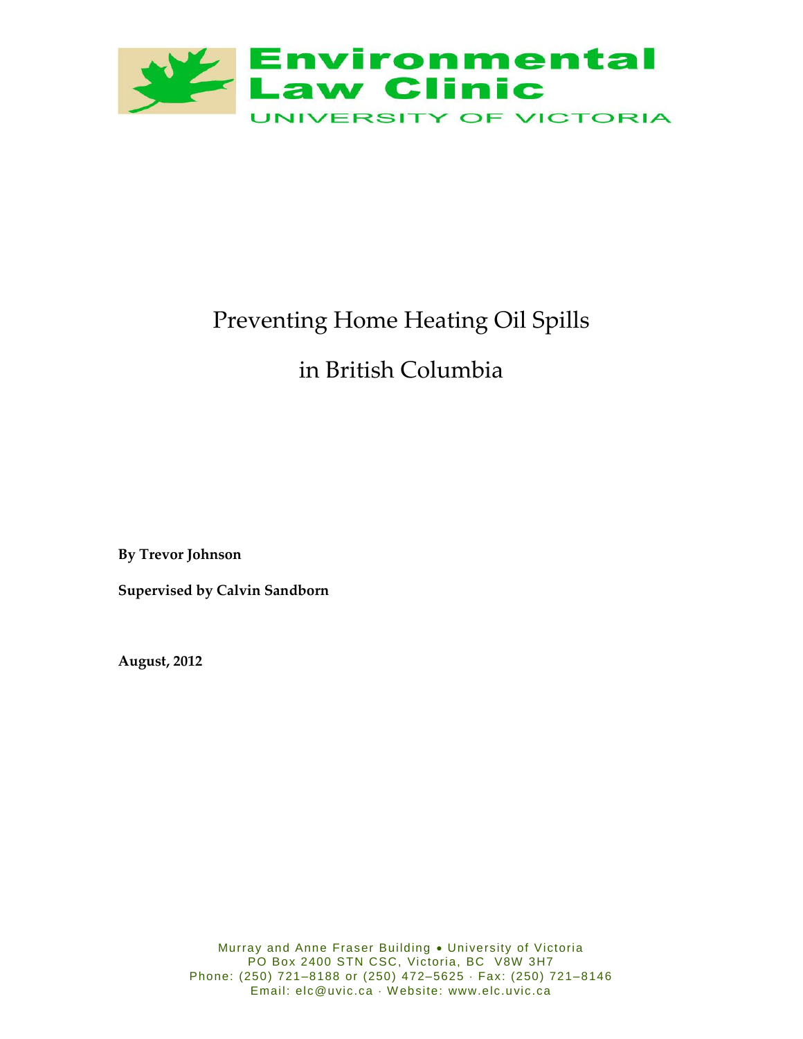**Environmental Law Clinic**

UNIVERSITY OF VICTORIA

# Preventing Home Heating Oil Spills in British Columbia

**By Trevor Johnson**

**Supervised by Calvin Sandborn**

**August, 2012**

Murray and Anne Fraser Building • University of Victoria
PO Box 2400 STN CSC, Victoria, BC V8W 3H7
Phone: (250) 721–8188 or (250) 472–5625 · Fax: (250) 721–8146
Email: elc@uvic.ca · Website: www.elc.uvic.ca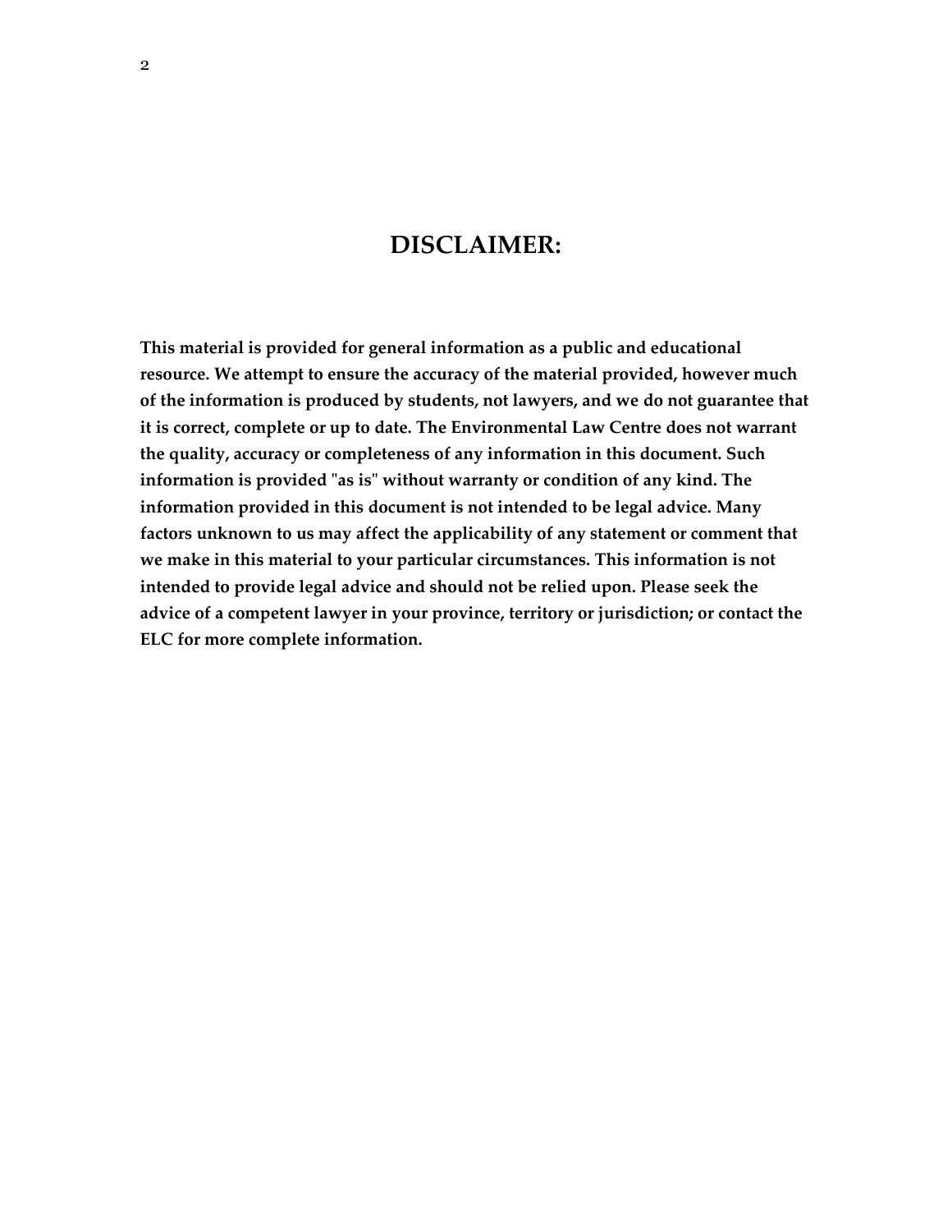# DISCLAIMER:

**This material is provided for general information as a public and educational resource. We attempt to ensure the accuracy of the material provided, however much of the information is produced by students, not lawyers, and we do not guarantee that it is correct, complete or up to date. The Environmental Law Centre does not warrant the quality, accuracy or completeness of any information in this document. Such information is provided "as is" without warranty or condition of any kind. The information provided in this document is not intended to be legal advice. Many factors unknown to us may affect the applicability of any statement or comment that we make in this material to your particular circumstances. This information is not intended to provide legal advice and should not be relied upon. Please seek the advice of a competent lawyer in your province, territory or jurisdiction; or contact the ELC for more complete information.**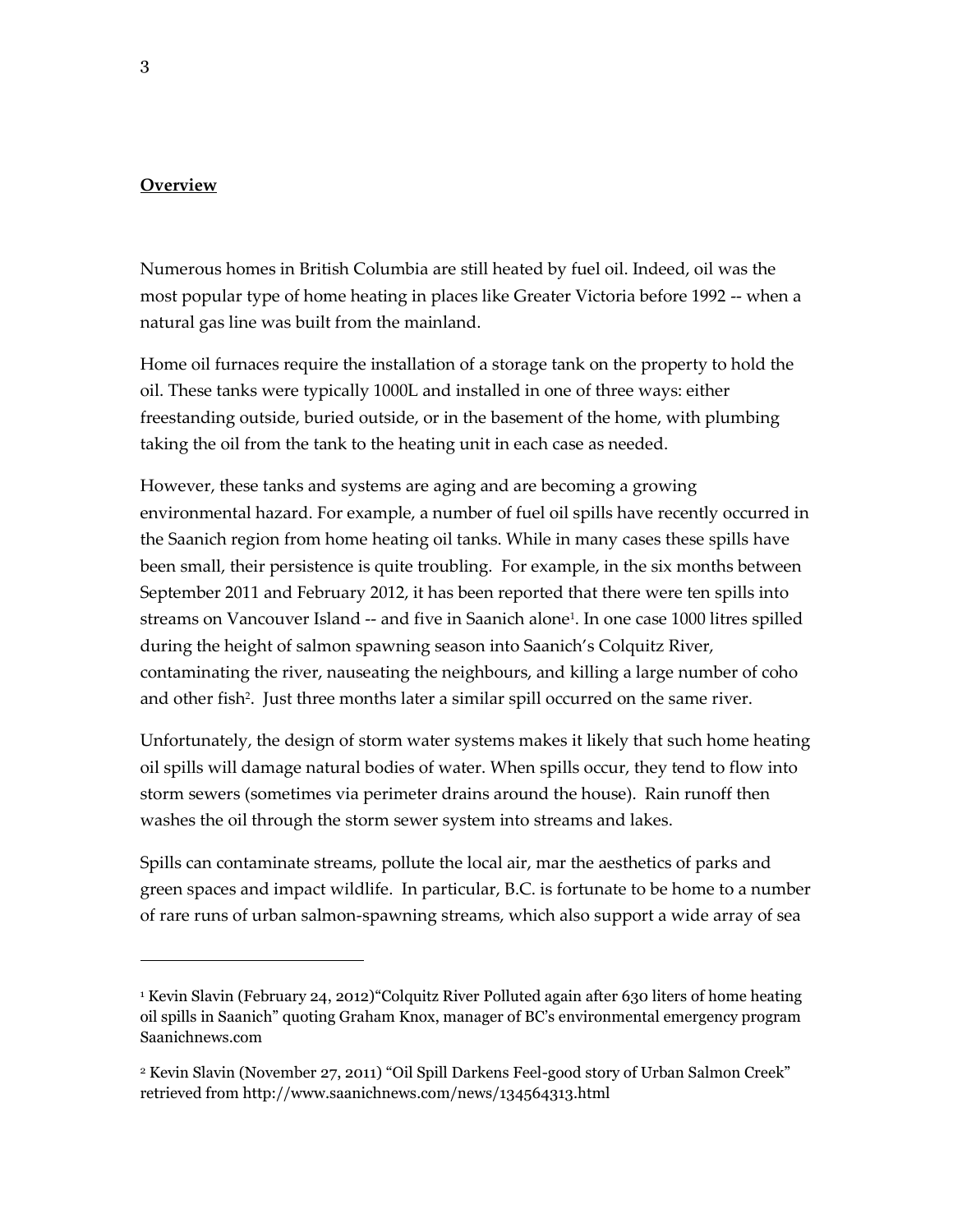**Overview**

Numerous homes in British Columbia are still heated by fuel oil. Indeed, oil was the most popular type of home heating in places like Greater Victoria before 1992 -- when a natural gas line was built from the mainland.

Home oil furnaces require the installation of a storage tank on the property to hold the oil. These tanks were typically 1000L and installed in one of three ways: either freestanding outside, buried outside, or in the basement of the home, with plumbing taking the oil from the tank to the heating unit in each case as needed.

However, these tanks and systems are aging and are becoming a growing environmental hazard. For example, a number of fuel oil spills have recently occurred in the Saanich region from home heating oil tanks. While in many cases these spills have been small, their persistence is quite troubling. For example, in the six months between September 2011 and February 2012, it has been reported that there were ten spills into streams on Vancouver Island -- and five in Saanich alone[1]. In one case 1000 litres spilled during the height of salmon spawning season into Saanich's Colquitz River, contaminating the river, nauseating the neighbours, and killing a large number of coho and other fish[2]. Just three months later a similar spill occurred on the same river.

Unfortunately, the design of storm water systems makes it likely that such home heating oil spills will damage natural bodies of water. When spills occur, they tend to flow into storm sewers (sometimes via perimeter drains around the house). Rain runoff then washes the oil through the storm sewer system into streams and lakes.

Spills can contaminate streams, pollute the local air, mar the aesthetics of parks and green spaces and impact wildlife. In particular, B.C. is fortunate to be home to a number of rare runs of urban salmon-spawning streams, which also support a wide array of sea

---

[1] Kevin Slavin (February 24, 2012)"Colquitz River Polluted again after 630 liters of home heating oil spills in Saanich" quoting Graham Knox, manager of BC's environmental emergency program Saanichnews.com

[2] Kevin Slavin (November 27, 2011) "Oil Spill Darkens Feel-good story of Urban Salmon Creek" retrieved from http://www.saanichnews.com/news/134564313.html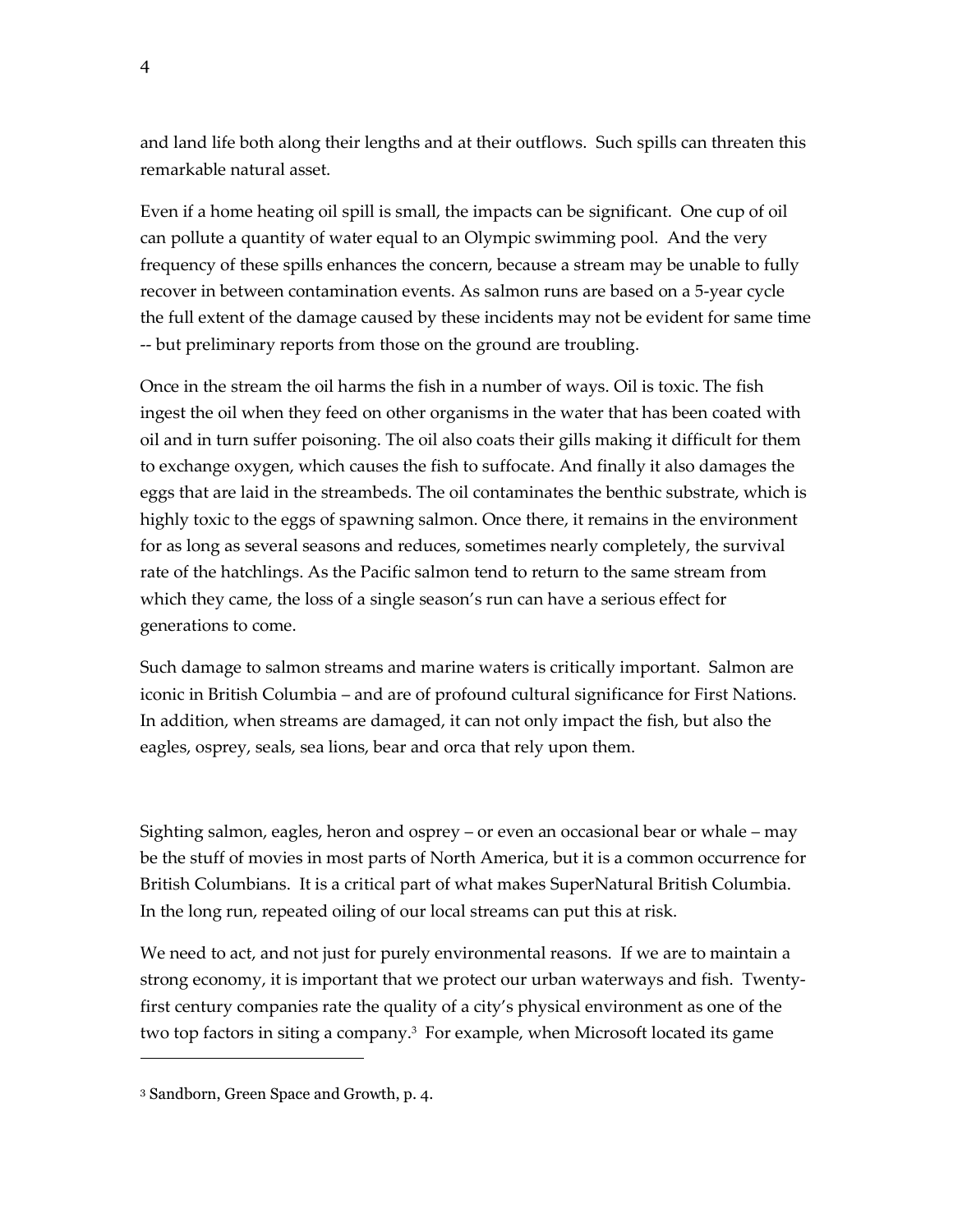and land life both along their lengths and at their outflows. Such spills can threaten this remarkable natural asset.

Even if a home heating oil spill is small, the impacts can be significant. One cup of oil can pollute a quantity of water equal to an Olympic swimming pool. And the very frequency of these spills enhances the concern, because a stream may be unable to fully recover in between contamination events. As salmon runs are based on a 5-year cycle the full extent of the damage caused by these incidents may not be evident for same time -- but preliminary reports from those on the ground are troubling.

Once in the stream the oil harms the fish in a number of ways. Oil is toxic. The fish ingest the oil when they feed on other organisms in the water that has been coated with oil and in turn suffer poisoning. The oil also coats their gills making it difficult for them to exchange oxygen, which causes the fish to suffocate. And finally it also damages the eggs that are laid in the streambeds. The oil contaminates the benthic substrate, which is highly toxic to the eggs of spawning salmon. Once there, it remains in the environment for as long as several seasons and reduces, sometimes nearly completely, the survival rate of the hatchlings. As the Pacific salmon tend to return to the same stream from which they came, the loss of a single season's run can have a serious effect for generations to come.

Such damage to salmon streams and marine waters is critically important. Salmon are iconic in British Columbia – and are of profound cultural significance for First Nations. In addition, when streams are damaged, it can not only impact the fish, but also the eagles, osprey, seals, sea lions, bear and orca that rely upon them.

Sighting salmon, eagles, heron and osprey – or even an occasional bear or whale – may be the stuff of movies in most parts of North America, but it is a common occurrence for British Columbians. It is a critical part of what makes SuperNatural British Columbia. In the long run, repeated oiling of our local streams can put this at risk.

We need to act, and not just for purely environmental reasons. If we are to maintain a strong economy, it is important that we protect our urban waterways and fish. Twenty-first century companies rate the quality of a city's physical environment as one of the two top factors in siting a company.[3] For example, when Microsoft located its game

---

[3] Sandborn, Green Space and Growth, p. 4.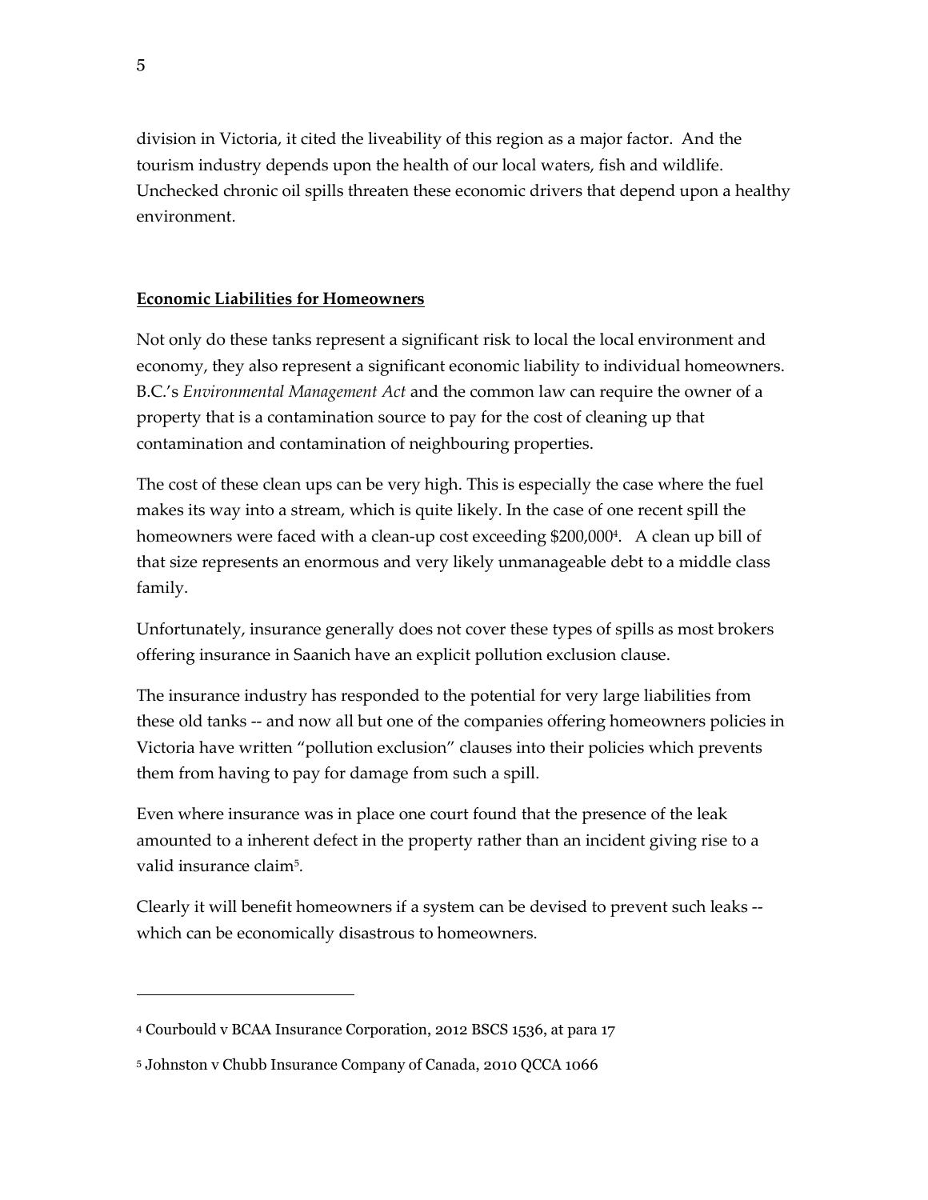division in Victoria, it cited the liveability of this region as a major factor. And the tourism industry depends upon the health of our local waters, fish and wildlife. Unchecked chronic oil spills threaten these economic drivers that depend upon a healthy environment.

**Economic Liabilities for Homeowners**

Not only do these tanks represent a significant risk to local the local environment and economy, they also represent a significant economic liability to individual homeowners. B.C.'s *Environmental Management Act* and the common law can require the owner of a property that is a contamination source to pay for the cost of cleaning up that contamination and contamination of neighbouring properties.

The cost of these clean ups can be very high. This is especially the case where the fuel makes its way into a stream, which is quite likely. In the case of one recent spill the homeowners were faced with a clean-up cost exceeding $200,000[4]. A clean up bill of that size represents an enormous and very likely unmanageable debt to a middle class family.

Unfortunately, insurance generally does not cover these types of spills as most brokers offering insurance in Saanich have an explicit pollution exclusion clause.

The insurance industry has responded to the potential for very large liabilities from these old tanks -- and now all but one of the companies offering homeowners policies in Victoria have written "pollution exclusion" clauses into their policies which prevents them from having to pay for damage from such a spill.

Even where insurance was in place one court found that the presence of the leak amounted to a inherent defect in the property rather than an incident giving rise to a valid insurance claim[5].

Clearly it will benefit homeowners if a system can be devised to prevent such leaks -- which can be economically disastrous to homeowners.

---

[4] Courbould v BCAA Insurance Corporation, 2012 BSCS 1536, at para 17

[5] Johnston v Chubb Insurance Company of Canada, 2010 QCCA 1066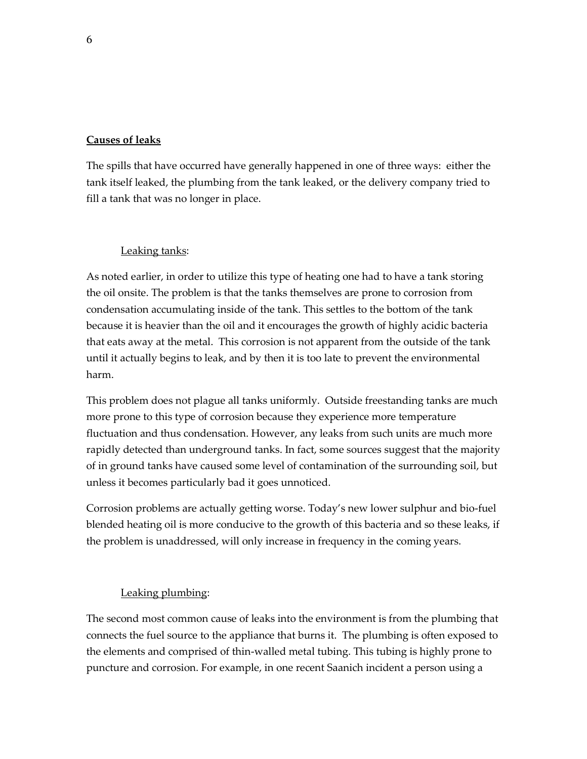**Causes of leaks**

The spills that have occurred have generally happened in one of three ways: either the tank itself leaked, the plumbing from the tank leaked, or the delivery company tried to fill a tank that was no longer in place.

Leaking tanks:

As noted earlier, in order to utilize this type of heating one had to have a tank storing the oil onsite. The problem is that the tanks themselves are prone to corrosion from condensation accumulating inside of the tank. This settles to the bottom of the tank because it is heavier than the oil and it encourages the growth of highly acidic bacteria that eats away at the metal. This corrosion is not apparent from the outside of the tank until it actually begins to leak, and by then it is too late to prevent the environmental harm.

This problem does not plague all tanks uniformly. Outside freestanding tanks are much more prone to this type of corrosion because they experience more temperature fluctuation and thus condensation. However, any leaks from such units are much more rapidly detected than underground tanks. In fact, some sources suggest that the majority of in ground tanks have caused some level of contamination of the surrounding soil, but unless it becomes particularly bad it goes unnoticed.

Corrosion problems are actually getting worse. Today's new lower sulphur and bio-fuel blended heating oil is more conducive to the growth of this bacteria and so these leaks, if the problem is unaddressed, will only increase in frequency in the coming years.

Leaking plumbing:

The second most common cause of leaks into the environment is from the plumbing that connects the fuel source to the appliance that burns it. The plumbing is often exposed to the elements and comprised of thin-walled metal tubing. This tubing is highly prone to puncture and corrosion. For example, in one recent Saanich incident a person using a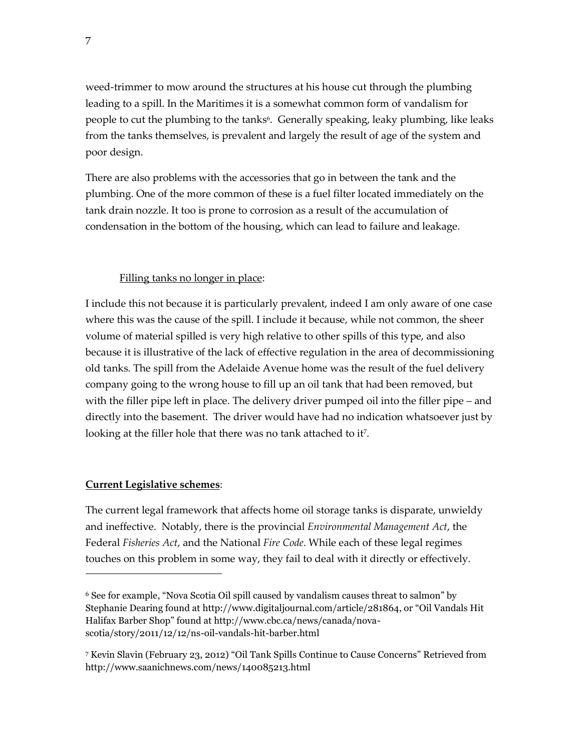weed-trimmer to mow around the structures at his house cut through the plumbing leading to a spill. In the Maritimes it is a somewhat common form of vandalism for people to cut the plumbing to the tanks[6]. Generally speaking, leaky plumbing, like leaks from the tanks themselves, is prevalent and largely the result of age of the system and poor design.

There are also problems with the accessories that go in between the tank and the plumbing. One of the more common of these is a fuel filter located immediately on the tank drain nozzle. It too is prone to corrosion as a result of the accumulation of condensation in the bottom of the housing, which can lead to failure and leakage.

<u>Filling tanks no longer in place</u>:

I include this not because it is particularly prevalent, indeed I am only aware of one case where this was the cause of the spill. I include it because, while not common, the sheer volume of material spilled is very high relative to other spills of this type, and also because it is illustrative of the lack of effective regulation in the area of decommissioning old tanks. The spill from the Adelaide Avenue home was the result of the fuel delivery company going to the wrong house to fill up an oil tank that had been removed, but with the filler pipe left in place. The delivery driver pumped oil into the filler pipe – and directly into the basement. The driver would have had no indication whatsoever just by looking at the filler hole that there was no tank attached to it[7].

**<u>Current Legislative schemes</u>**:

The current legal framework that affects home oil storage tanks is disparate, unwieldy and ineffective. Notably, there is the provincial *Environmental Management Act*, the Federal *Fisheries Act*, and the National *Fire Code*. While each of these legal regimes touches on this problem in some way, they fail to deal with it directly or effectively.

---

[6] See for example, "Nova Scotia Oil spill caused by vandalism causes threat to salmon" by Stephanie Dearing found at http://www.digitaljournal.com/article/281864, or "Oil Vandals Hit Halifax Barber Shop" found at http://www.cbc.ca/news/canada/nova-scotia/story/2011/12/12/ns-oil-vandals-hit-barber.html

[7] Kevin Slavin (February 23, 2012) "Oil Tank Spills Continue to Cause Concerns" Retrieved from http://www.saanichnews.com/news/140085213.html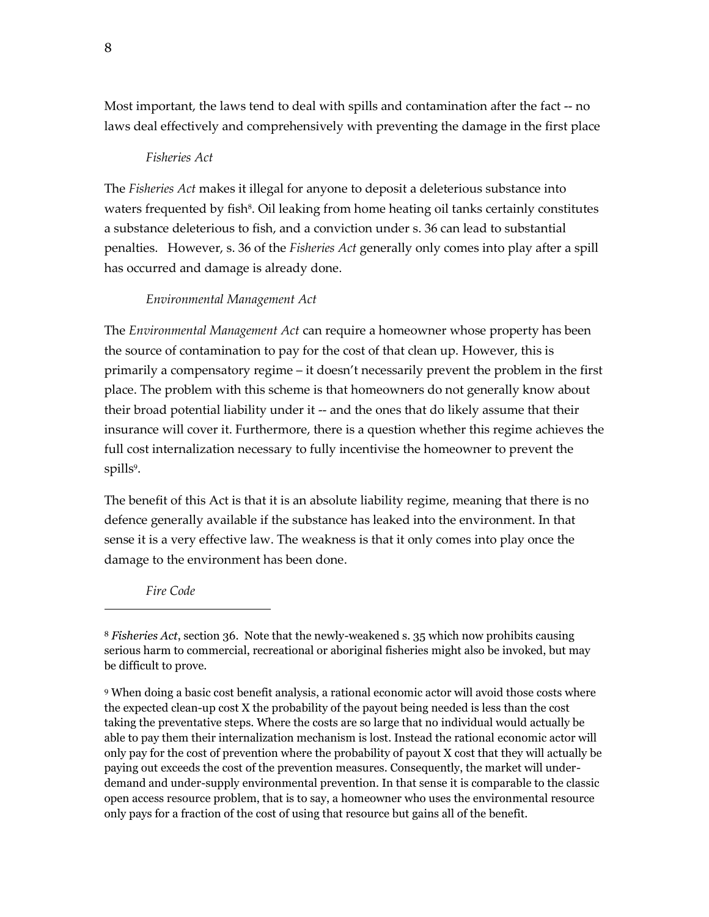Most important, the laws tend to deal with spills and contamination after the fact -- no laws deal effectively and comprehensively with preventing the damage in the first place

*Fisheries Act*

The *Fisheries Act* makes it illegal for anyone to deposit a deleterious substance into waters frequented by fish[8]. Oil leaking from home heating oil tanks certainly constitutes a substance deleterious to fish, and a conviction under s. 36 can lead to substantial penalties. However, s. 36 of the *Fisheries Act* generally only comes into play after a spill has occurred and damage is already done.

*Environmental Management Act*

The *Environmental Management Act* can require a homeowner whose property has been the source of contamination to pay for the cost of that clean up. However, this is primarily a compensatory regime – it doesn't necessarily prevent the problem in the first place. The problem with this scheme is that homeowners do not generally know about their broad potential liability under it -- and the ones that do likely assume that their insurance will cover it. Furthermore, there is a question whether this regime achieves the full cost internalization necessary to fully incentivise the homeowner to prevent the spills[9].

The benefit of this Act is that it is an absolute liability regime, meaning that there is no defence generally available if the substance has leaked into the environment. In that sense it is a very effective law. The weakness is that it only comes into play once the damage to the environment has been done.

*Fire Code*

---

[8] *Fisheries Act*, section 36. Note that the newly-weakened s. 35 which now prohibits causing serious harm to commercial, recreational or aboriginal fisheries might also be invoked, but may be difficult to prove.

[9] When doing a basic cost benefit analysis, a rational economic actor will avoid those costs where the expected clean-up cost X the probability of the payout being needed is less than the cost taking the preventative steps. Where the costs are so large that no individual would actually be able to pay them their internalization mechanism is lost. Instead the rational economic actor will only pay for the cost of prevention where the probability of payout X cost that they will actually be paying out exceeds the cost of the prevention measures. Consequently, the market will under-demand and under-supply environmental prevention. In that sense it is comparable to the classic open access resource problem, that is to say, a homeowner who uses the environmental resource only pays for a fraction of the cost of using that resource but gains all of the benefit.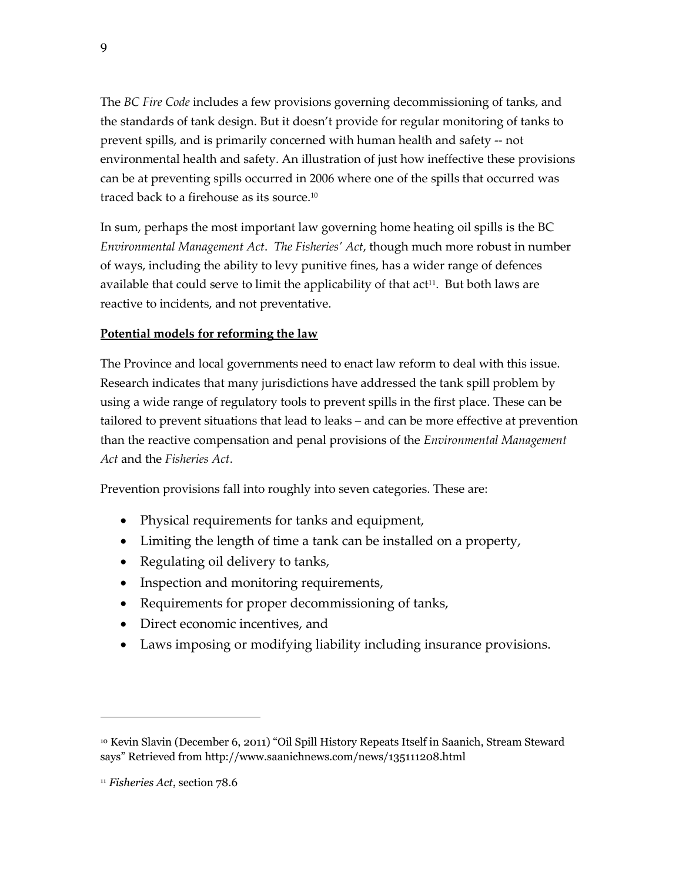The *BC Fire Code* includes a few provisions governing decommissioning of tanks, and the standards of tank design. But it doesn't provide for regular monitoring of tanks to prevent spills, and is primarily concerned with human health and safety -- not environmental health and safety. An illustration of just how ineffective these provisions can be at preventing spills occurred in 2006 where one of the spills that occurred was traced back to a firehouse as its source.[10]

In sum, perhaps the most important law governing home heating oil spills is the BC *Environmental Management Act*. *The Fisheries' Act*, though much more robust in number of ways, including the ability to levy punitive fines, has a wider range of defences available that could serve to limit the applicability of that act[11]. But both laws are reactive to incidents, and not preventative.

**Potential models for reforming the law**

The Province and local governments need to enact law reform to deal with this issue. Research indicates that many jurisdictions have addressed the tank spill problem by using a wide range of regulatory tools to prevent spills in the first place. These can be tailored to prevent situations that lead to leaks – and can be more effective at prevention than the reactive compensation and penal provisions of the *Environmental Management Act* and the *Fisheries Act*.

Prevention provisions fall into roughly into seven categories. These are:

- Physical requirements for tanks and equipment,
- Limiting the length of time a tank can be installed on a property,
- Regulating oil delivery to tanks,
- Inspection and monitoring requirements,
- Requirements for proper decommissioning of tanks,
- Direct economic incentives, and
- Laws imposing or modifying liability including insurance provisions.

---

[10] Kevin Slavin (December 6, 2011) "Oil Spill History Repeats Itself in Saanich, Stream Steward says" Retrieved from http://www.saanichnews.com/news/135111208.html

[11] *Fisheries Act*, section 78.6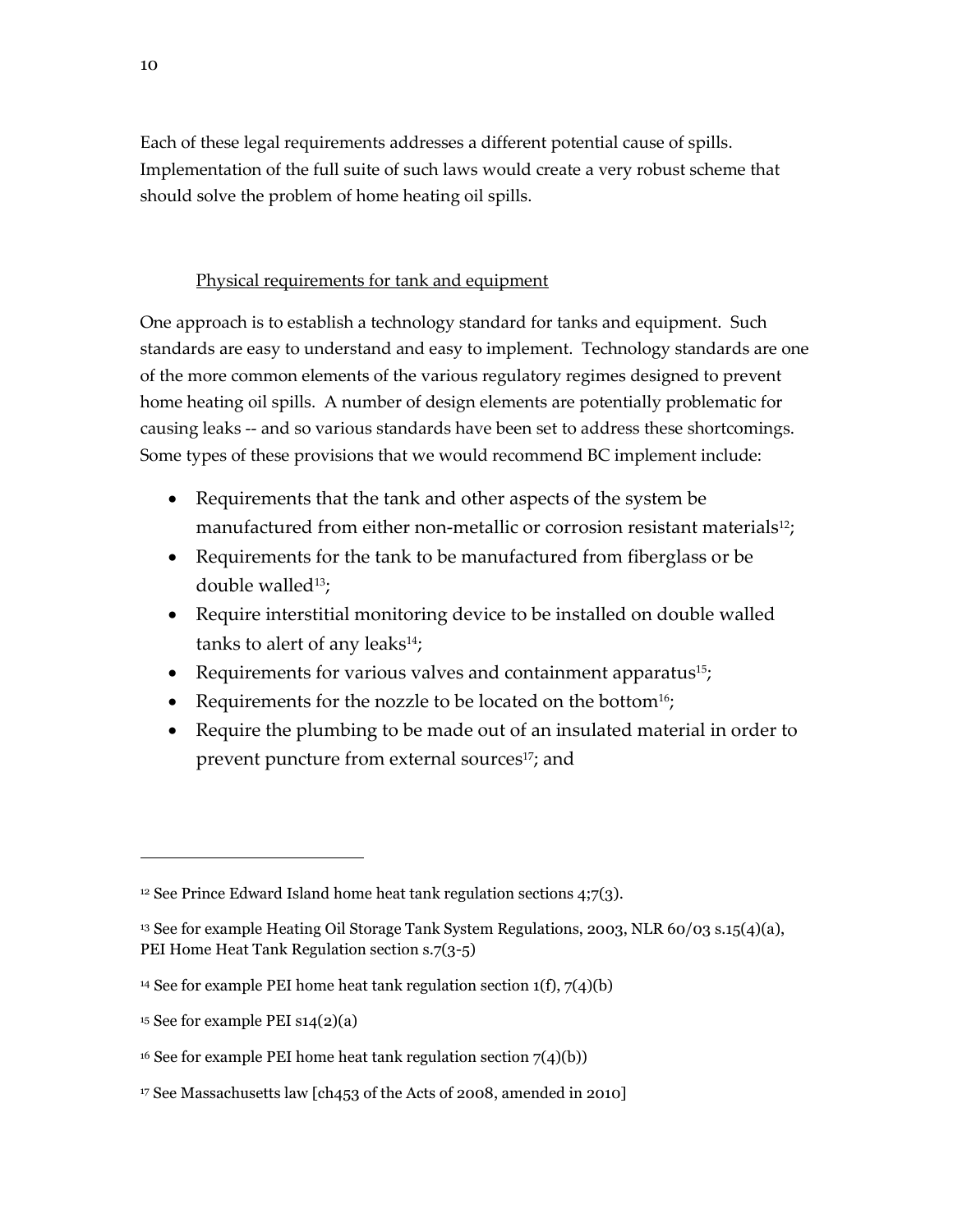Each of these legal requirements addresses a different potential cause of spills. Implementation of the full suite of such laws would create a very robust scheme that should solve the problem of home heating oil spills.

Physical requirements for tank and equipment

One approach is to establish a technology standard for tanks and equipment. Such standards are easy to understand and easy to implement. Technology standards are one of the more common elements of the various regulatory regimes designed to prevent home heating oil spills. A number of design elements are potentially problematic for causing leaks -- and so various standards have been set to address these shortcomings. Some types of these provisions that we would recommend BC implement include:

- Requirements that the tank and other aspects of the system be manufactured from either non-metallic or corrosion resistant materials[12];
- Requirements for the tank to be manufactured from fiberglass or be double walled[13];
- Require interstitial monitoring device to be installed on double walled tanks to alert of any leaks[14];
- Requirements for various valves and containment apparatus[15];
- Requirements for the nozzle to be located on the bottom[16];
- Require the plumbing to be made out of an insulated material in order to prevent puncture from external sources[17]; and

---

[12] See Prince Edward Island home heat tank regulation sections 4;7(3).

[13] See for example Heating Oil Storage Tank System Regulations, 2003, NLR 60/03 s.15(4)(a), PEI Home Heat Tank Regulation section s.7(3-5)

[14] See for example PEI home heat tank regulation section 1(f), 7(4)(b)

[15] See for example PEI s14(2)(a)

[16] See for example PEI home heat tank regulation section 7(4)(b))

[17] See Massachusetts law [ch453 of the Acts of 2008, amended in 2010]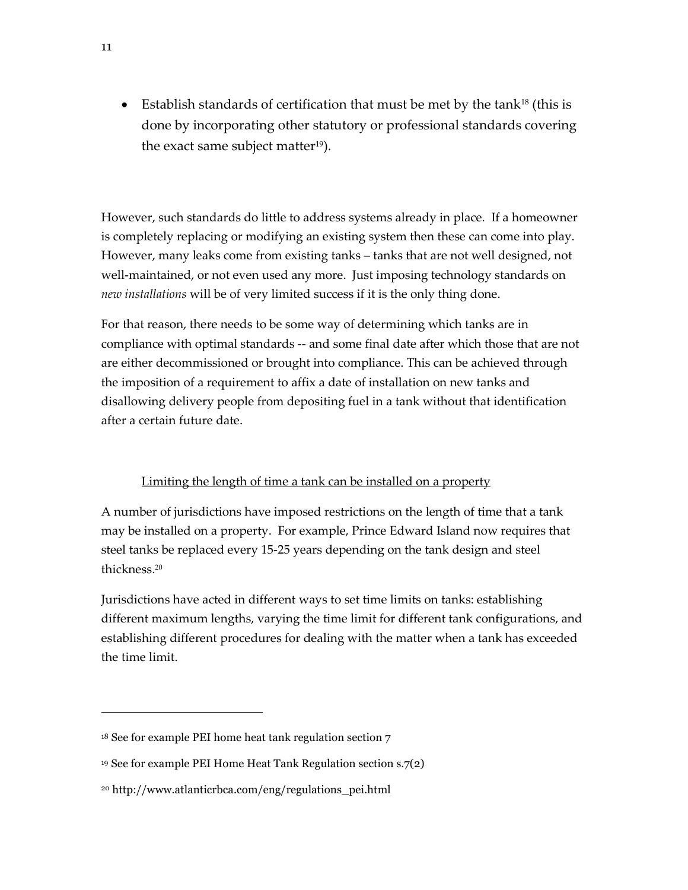- Establish standards of certification that must be met by the tank[18] (this is done by incorporating other statutory or professional standards covering the exact same subject matter[19]).

However, such standards do little to address systems already in place. If a homeowner is completely replacing or modifying an existing system then these can come into play. However, many leaks come from existing tanks – tanks that are not well designed, not well-maintained, or not even used any more. Just imposing technology standards on *new installations* will be of very limited success if it is the only thing done.

For that reason, there needs to be some way of determining which tanks are in compliance with optimal standards -- and some final date after which those that are not are either decommissioned or brought into compliance. This can be achieved through the imposition of a requirement to affix a date of installation on new tanks and disallowing delivery people from depositing fuel in a tank without that identification after a certain future date.

<u>Limiting the length of time a tank can be installed on a property</u>

A number of jurisdictions have imposed restrictions on the length of time that a tank may be installed on a property. For example, Prince Edward Island now requires that steel tanks be replaced every 15-25 years depending on the tank design and steel thickness.[20]

Jurisdictions have acted in different ways to set time limits on tanks: establishing different maximum lengths, varying the time limit for different tank configurations, and establishing different procedures for dealing with the matter when a tank has exceeded the time limit.

---

[18] See for example PEI home heat tank regulation section 7

[19] See for example PEI Home Heat Tank Regulation section s.7(2)

[20] http://www.atlanticrbca.com/eng/regulations_pei.html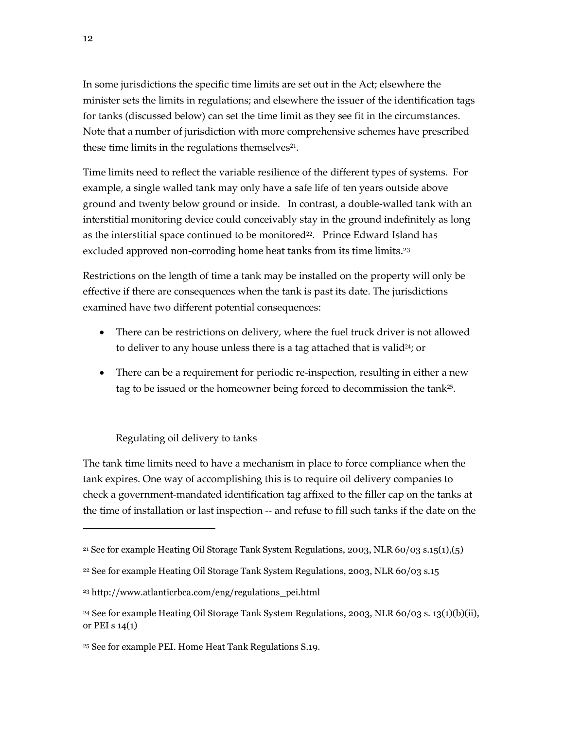In some jurisdictions the specific time limits are set out in the Act; elsewhere the minister sets the limits in regulations; and elsewhere the issuer of the identification tags for tanks (discussed below) can set the time limit as they see fit in the circumstances. Note that a number of jurisdiction with more comprehensive schemes have prescribed these time limits in the regulations themselves[21].

Time limits need to reflect the variable resilience of the different types of systems. For example, a single walled tank may only have a safe life of ten years outside above ground and twenty below ground or inside. In contrast, a double-walled tank with an interstitial monitoring device could conceivably stay in the ground indefinitely as long as the interstitial space continued to be monitored[22]. Prince Edward Island has excluded approved non-corroding home heat tanks from its time limits.[23]

Restrictions on the length of time a tank may be installed on the property will only be effective if there are consequences when the tank is past its date. The jurisdictions examined have two different potential consequences:

- There can be restrictions on delivery, where the fuel truck driver is not allowed to deliver to any house unless there is a tag attached that is valid[24]; or
- There can be a requirement for periodic re-inspection, resulting in either a new tag to be issued or the homeowner being forced to decommission the tank[25].

<u>Regulating oil delivery to tanks</u>

The tank time limits need to have a mechanism in place to force compliance when the tank expires. One way of accomplishing this is to require oil delivery companies to check a government-mandated identification tag affixed to the filler cap on the tanks at the time of installation or last inspection -- and refuse to fill such tanks if the date on the

---

[21] See for example Heating Oil Storage Tank System Regulations, 2003, NLR 60/03 s.15(1),(5)

[22] See for example Heating Oil Storage Tank System Regulations, 2003, NLR 60/03 s.15

[23] http://www.atlanticrbca.com/eng/regulations_pei.html

[24] See for example Heating Oil Storage Tank System Regulations, 2003, NLR 60/03 s. 13(1)(b)(ii), or PEI s 14(1)

[25] See for example PEI. Home Heat Tank Regulations S.19.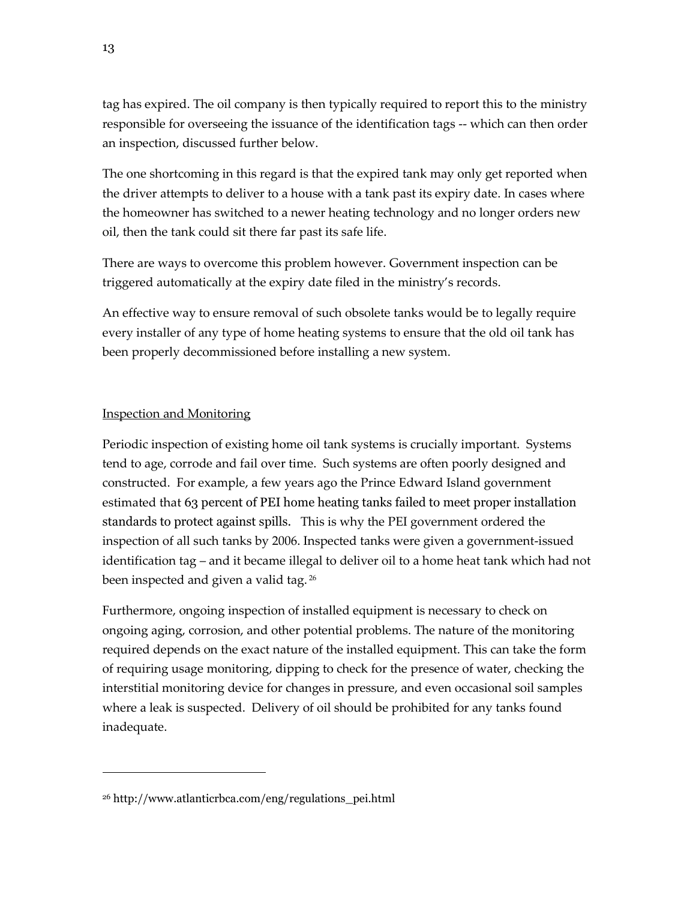tag has expired. The oil company is then typically required to report this to the ministry responsible for overseeing the issuance of the identification tags -- which can then order an inspection, discussed further below.

The one shortcoming in this regard is that the expired tank may only get reported when the driver attempts to deliver to a house with a tank past its expiry date. In cases where the homeowner has switched to a newer heating technology and no longer orders new oil, then the tank could sit there far past its safe life.

There are ways to overcome this problem however. Government inspection can be triggered automatically at the expiry date filed in the ministry's records.

An effective way to ensure removal of such obsolete tanks would be to legally require every installer of any type of home heating systems to ensure that the old oil tank has been properly decommissioned before installing a new system.

## Inspection and Monitoring

Periodic inspection of existing home oil tank systems is crucially important. Systems tend to age, corrode and fail over time. Such systems are often poorly designed and constructed. For example, a few years ago the Prince Edward Island government estimated that 63 percent of PEI home heating tanks failed to meet proper installation standards to protect against spills. This is why the PEI government ordered the inspection of all such tanks by 2006. Inspected tanks were given a government-issued identification tag – and it became illegal to deliver oil to a home heat tank which had not been inspected and given a valid tag.[26]

Furthermore, ongoing inspection of installed equipment is necessary to check on ongoing aging, corrosion, and other potential problems. The nature of the monitoring required depends on the exact nature of the installed equipment. This can take the form of requiring usage monitoring, dipping to check for the presence of water, checking the interstitial monitoring device for changes in pressure, and even occasional soil samples where a leak is suspected. Delivery of oil should be prohibited for any tanks found inadequate.

---

[26] http://www.atlanticrbca.com/eng/regulations_pei.html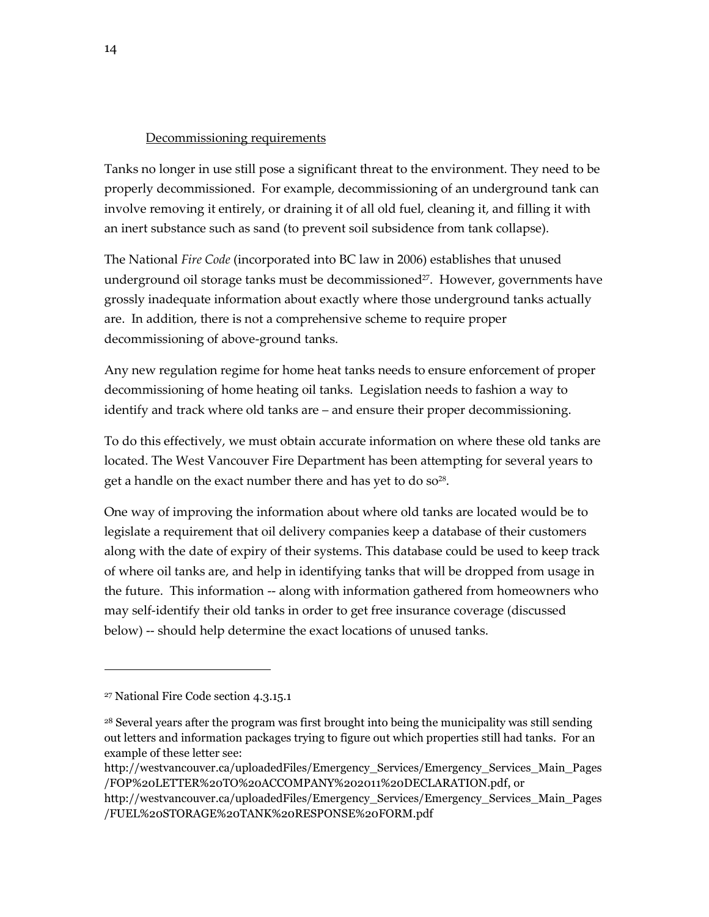<u>Decommissioning requirements</u>

Tanks no longer in use still pose a significant threat to the environment. They need to be properly decommissioned. For example, decommissioning of an underground tank can involve removing it entirely, or draining it of all old fuel, cleaning it, and filling it with an inert substance such as sand (to prevent soil subsidence from tank collapse).

The National *Fire Code* (incorporated into BC law in 2006) establishes that unused underground oil storage tanks must be decommissioned[27]. However, governments have grossly inadequate information about exactly where those underground tanks actually are. In addition, there is not a comprehensive scheme to require proper decommissioning of above-ground tanks.

Any new regulation regime for home heat tanks needs to ensure enforcement of proper decommissioning of home heating oil tanks. Legislation needs to fashion a way to identify and track where old tanks are – and ensure their proper decommissioning.

To do this effectively, we must obtain accurate information on where these old tanks are located. The West Vancouver Fire Department has been attempting for several years to get a handle on the exact number there and has yet to do so[28].

One way of improving the information about where old tanks are located would be to legislate a requirement that oil delivery companies keep a database of their customers along with the date of expiry of their systems. This database could be used to keep track of where oil tanks are, and help in identifying tanks that will be dropped from usage in the future. This information -- along with information gathered from homeowners who may self-identify their old tanks in order to get free insurance coverage (discussed below) -- should help determine the exact locations of unused tanks.

---

[27] National Fire Code section 4.3.15.1

[28] Several years after the program was first brought into being the municipality was still sending out letters and information packages trying to figure out which properties still had tanks. For an example of these letter see:
http://westvancouver.ca/uploadedFiles/Emergency_Services/Emergency_Services_Main_Pages/FOP%20LETTER%20TO%20ACCOMPANY%202011%20DECLARATION.pdf, or
http://westvancouver.ca/uploadedFiles/Emergency_Services/Emergency_Services_Main_Pages/FUEL%20STORAGE%20TANK%20RESPONSE%20FORM.pdf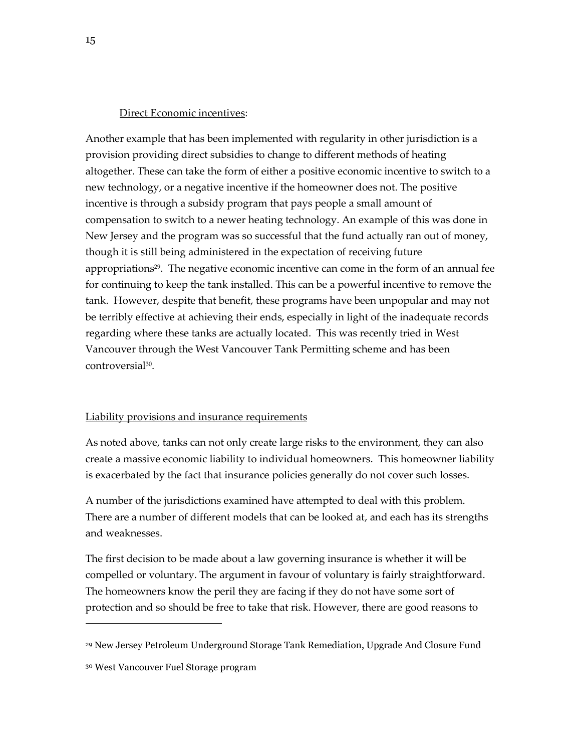Direct Economic incentives:

Another example that has been implemented with regularity in other jurisdiction is a provision providing direct subsidies to change to different methods of heating altogether. These can take the form of either a positive economic incentive to switch to a new technology, or a negative incentive if the homeowner does not. The positive incentive is through a subsidy program that pays people a small amount of compensation to switch to a newer heating technology. An example of this was done in New Jersey and the program was so successful that the fund actually ran out of money, though it is still being administered in the expectation of receiving future appropriations[29]. The negative economic incentive can come in the form of an annual fee for continuing to keep the tank installed. This can be a powerful incentive to remove the tank. However, despite that benefit, these programs have been unpopular and may not be terribly effective at achieving their ends, especially in light of the inadequate records regarding where these tanks are actually located. This was recently tried in West Vancouver through the West Vancouver Tank Permitting scheme and has been controversial[30].

Liability provisions and insurance requirements

As noted above, tanks can not only create large risks to the environment, they can also create a massive economic liability to individual homeowners. This homeowner liability is exacerbated by the fact that insurance policies generally do not cover such losses.

A number of the jurisdictions examined have attempted to deal with this problem. There are a number of different models that can be looked at, and each has its strengths and weaknesses.

The first decision to be made about a law governing insurance is whether it will be compelled or voluntary. The argument in favour of voluntary is fairly straightforward. The homeowners know the peril they are facing if they do not have some sort of protection and so should be free to take that risk. However, there are good reasons to

---

[29] New Jersey Petroleum Underground Storage Tank Remediation, Upgrade And Closure Fund

[30] West Vancouver Fuel Storage program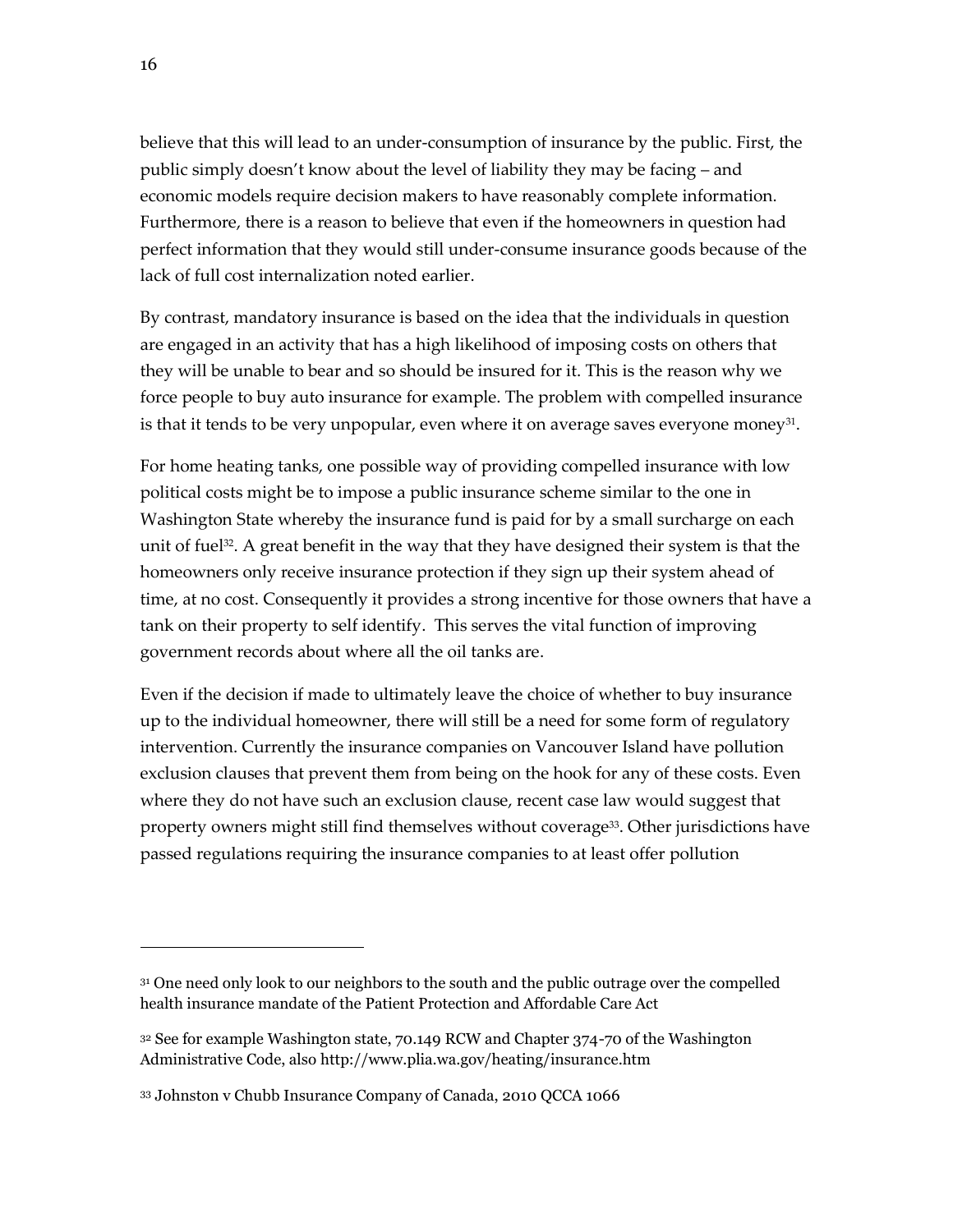believe that this will lead to an under-consumption of insurance by the public. First, the public simply doesn't know about the level of liability they may be facing – and economic models require decision makers to have reasonably complete information. Furthermore, there is a reason to believe that even if the homeowners in question had perfect information that they would still under-consume insurance goods because of the lack of full cost internalization noted earlier.

By contrast, mandatory insurance is based on the idea that the individuals in question are engaged in an activity that has a high likelihood of imposing costs on others that they will be unable to bear and so should be insured for it. This is the reason why we force people to buy auto insurance for example. The problem with compelled insurance is that it tends to be very unpopular, even where it on average saves everyone money[31].

For home heating tanks, one possible way of providing compelled insurance with low political costs might be to impose a public insurance scheme similar to the one in Washington State whereby the insurance fund is paid for by a small surcharge on each unit of fuel[32]. A great benefit in the way that they have designed their system is that the homeowners only receive insurance protection if they sign up their system ahead of time, at no cost. Consequently it provides a strong incentive for those owners that have a tank on their property to self identify. This serves the vital function of improving government records about where all the oil tanks are.

Even if the decision if made to ultimately leave the choice of whether to buy insurance up to the individual homeowner, there will still be a need for some form of regulatory intervention. Currently the insurance companies on Vancouver Island have pollution exclusion clauses that prevent them from being on the hook for any of these costs. Even where they do not have such an exclusion clause, recent case law would suggest that property owners might still find themselves without coverage[33]. Other jurisdictions have passed regulations requiring the insurance companies to at least offer pollution

---

[31] One need only look to our neighbors to the south and the public outrage over the compelled health insurance mandate of the Patient Protection and Affordable Care Act

[32] See for example Washington state, 70.149 RCW and Chapter 374-70 of the Washington Administrative Code, also http://www.plia.wa.gov/heating/insurance.htm

[33] Johnston v Chubb Insurance Company of Canada, 2010 QCCA 1066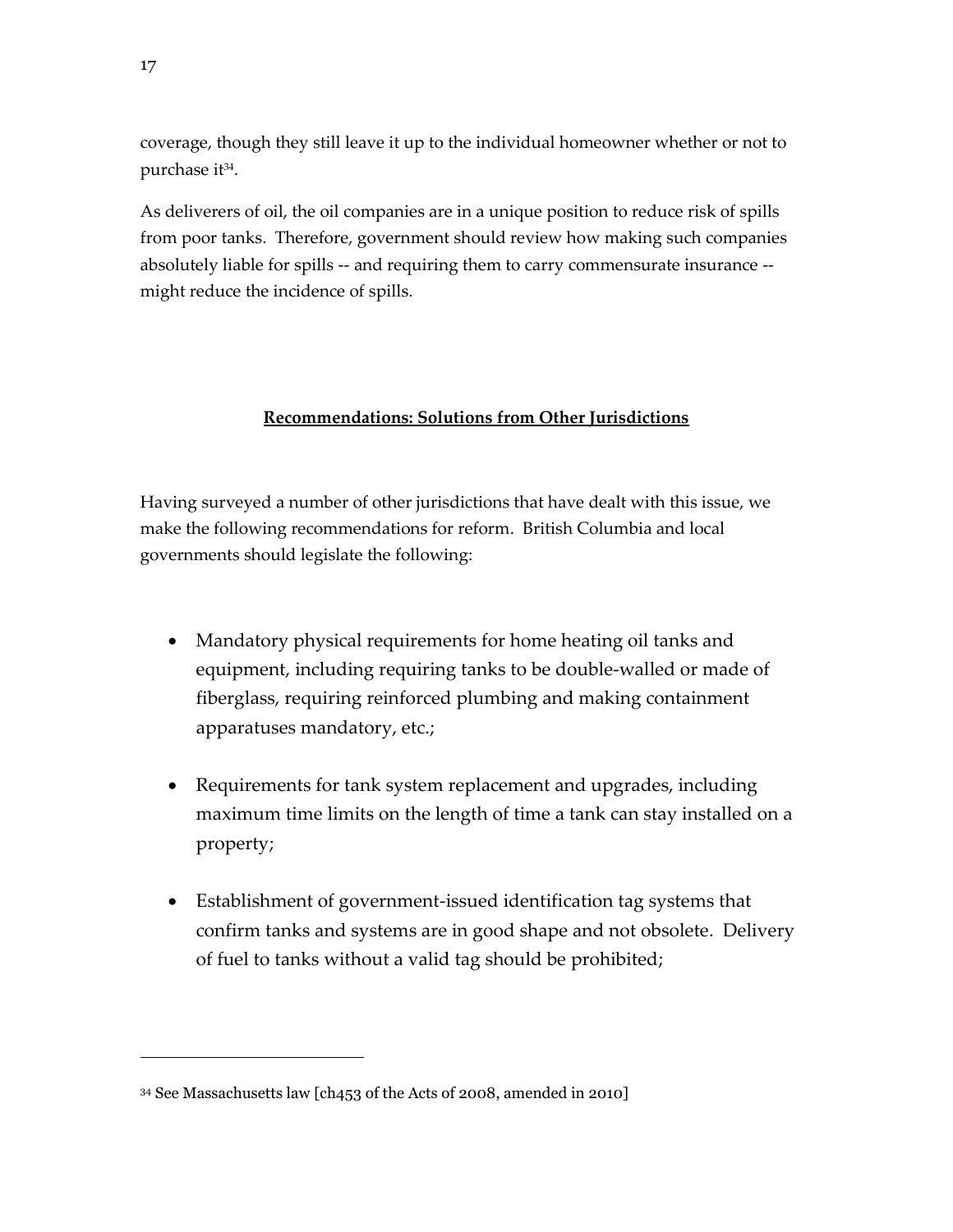coverage, though they still leave it up to the individual homeowner whether or not to purchase it[34].

As deliverers of oil, the oil companies are in a unique position to reduce risk of spills from poor tanks. Therefore, government should review how making such companies absolutely liable for spills -- and requiring them to carry commensurate insurance -- might reduce the incidence of spills.

## **Recommendations: Solutions from Other Jurisdictions**

Having surveyed a number of other jurisdictions that have dealt with this issue, we make the following recommendations for reform. British Columbia and local governments should legislate the following:

- Mandatory physical requirements for home heating oil tanks and equipment, including requiring tanks to be double-walled or made of fiberglass, requiring reinforced plumbing and making containment apparatuses mandatory, etc.;
- Requirements for tank system replacement and upgrades, including maximum time limits on the length of time a tank can stay installed on a property;
- Establishment of government-issued identification tag systems that confirm tanks and systems are in good shape and not obsolete. Delivery of fuel to tanks without a valid tag should be prohibited;

---

[34] See Massachusetts law [ch453 of the Acts of 2008, amended in 2010]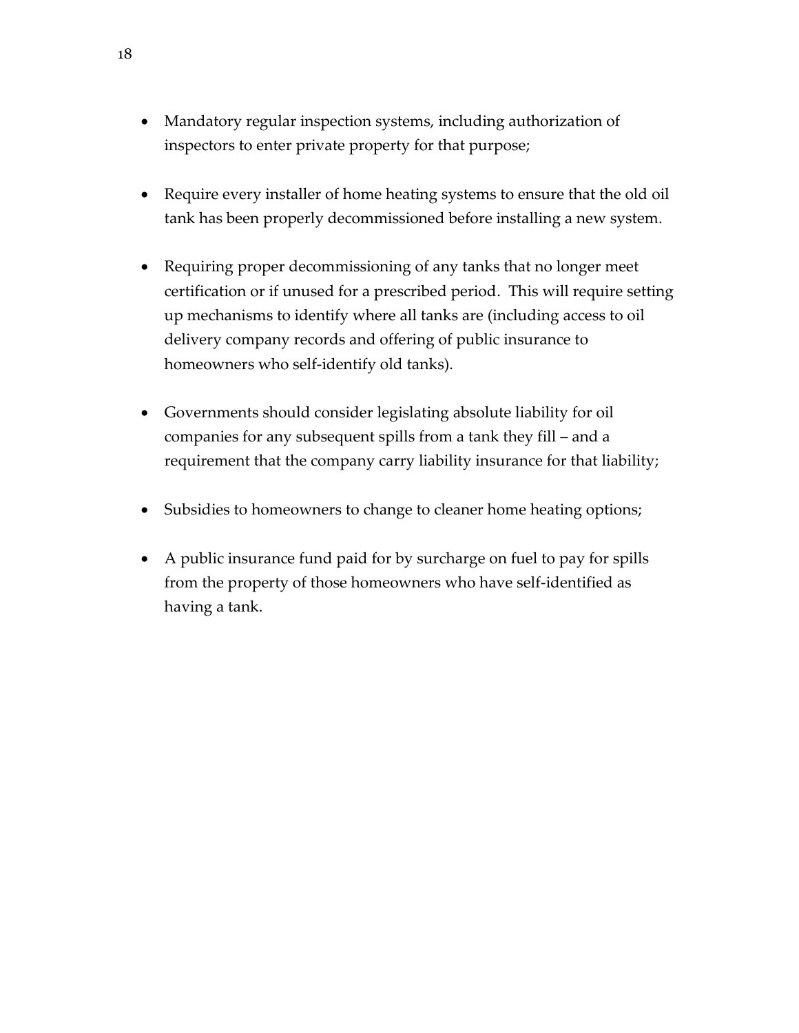- Mandatory regular inspection systems, including authorization of inspectors to enter private property for that purpose;

- Require every installer of home heating systems to ensure that the old oil tank has been properly decommissioned before installing a new system.

- Requiring proper decommissioning of any tanks that no longer meet certification or if unused for a prescribed period. This will require setting up mechanisms to identify where all tanks are (including access to oil delivery company records and offering of public insurance to homeowners who self-identify old tanks).

- Governments should consider legislating absolute liability for oil companies for any subsequent spills from a tank they fill – and a requirement that the company carry liability insurance for that liability;

- Subsidies to homeowners to change to cleaner home heating options;

- A public insurance fund paid for by surcharge on fuel to pay for spills from the property of those homeowners who have self-identified as having a tank.